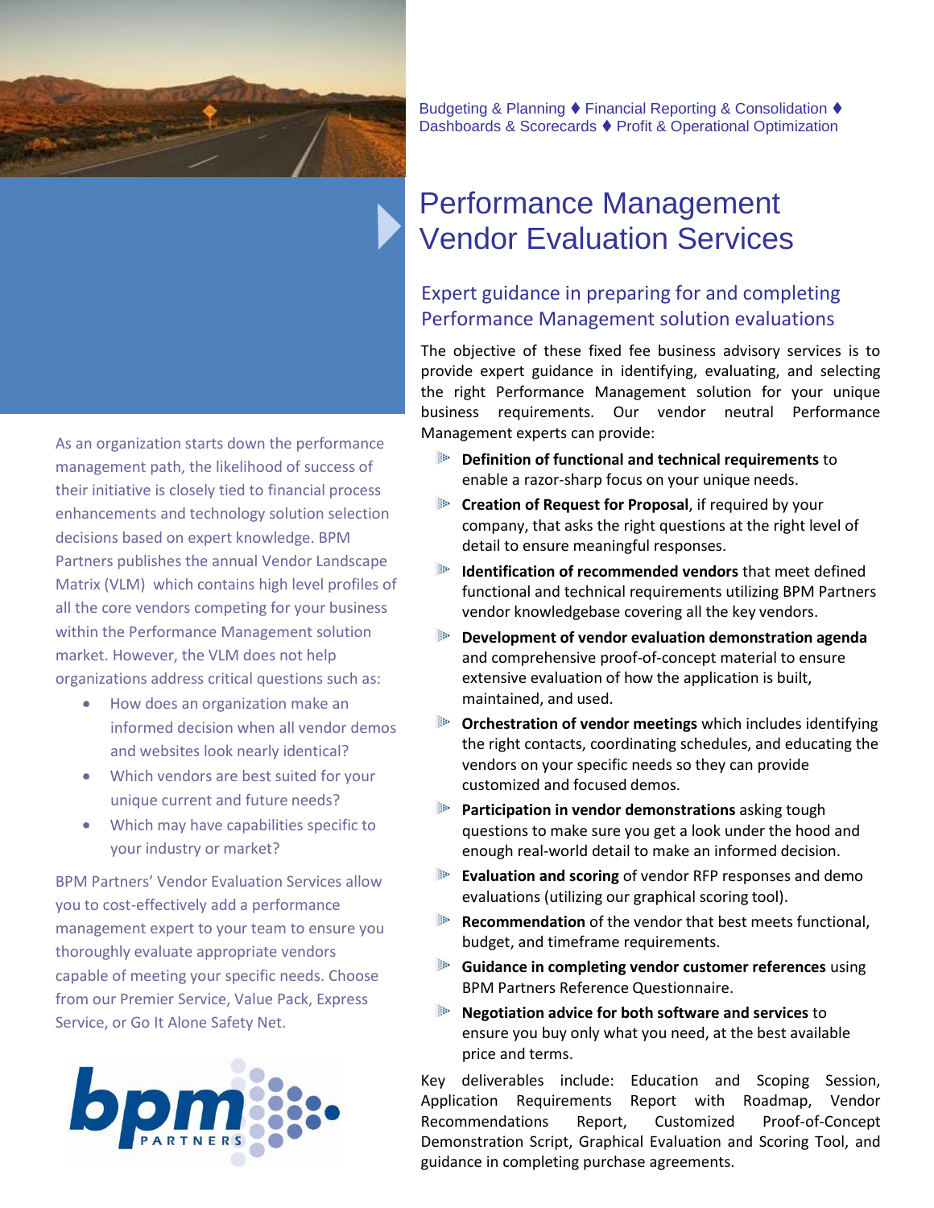Budgeting & Planning ♦ Financial Reporting & Consolidation ♦ Dashboards & Scorecards ♦ Profit & Operational Optimization

# Performance Management Vendor Evaluation Services

## Expert guidance in preparing for and completing Performance Management solution evaluations

As an organization starts down the performance management path, the likelihood of success of their initiative is closely tied to financial process enhancements and technology solution selection decisions based on expert knowledge. BPM Partners publishes the annual Vendor Landscape Matrix (VLM) which contains high level profiles of all the core vendors competing for your business within the Performance Management solution market. However, the VLM does not help organizations address critical questions such as:

- How does an organization make an informed decision when all vendor demos and websites look nearly identical?
- Which vendors are best suited for your unique current and future needs?
- Which may have capabilities specific to your industry or market?

BPM Partners' Vendor Evaluation Services allow you to cost-effectively add a performance management expert to your team to ensure you thoroughly evaluate appropriate vendors capable of meeting your specific needs. Choose from our Premier Service, Value Pack, Express Service, or Go It Alone Safety Net.

The objective of these fixed fee business advisory services is to provide expert guidance in identifying, evaluating, and selecting the right Performance Management solution for your unique business requirements. Our vendor neutral Performance Management experts can provide:

- **Definition of functional and technical requirements** to enable a razor-sharp focus on your unique needs.
- **Creation of Request for Proposal**, if required by your company, that asks the right questions at the right level of detail to ensure meaningful responses.
- **Identification of recommended vendors** that meet defined functional and technical requirements utilizing BPM Partners vendor knowledgebase covering all the key vendors.
- **Development of vendor evaluation demonstration agenda** and comprehensive proof-of-concept material to ensure extensive evaluation of how the application is built, maintained, and used.
- **Orchestration of vendor meetings** which includes identifying the right contacts, coordinating schedules, and educating the vendors on your specific needs so they can provide customized and focused demos.
- **Participation in vendor demonstrations** asking tough questions to make sure you get a look under the hood and enough real-world detail to make an informed decision.
- **Evaluation and scoring** of vendor RFP responses and demo evaluations (utilizing our graphical scoring tool).
- **Recommendation** of the vendor that best meets functional, budget, and timeframe requirements.
- **Guidance in completing vendor customer references** using BPM Partners Reference Questionnaire.
- **Negotiation advice for both software and services** to ensure you buy only what you need, at the best available price and terms.

Key deliverables include: Education and Scoping Session, Application Requirements Report with Roadmap, Vendor Recommendations Report, Customized Proof-of-Concept Demonstration Script, Graphical Evaluation and Scoring Tool, and guidance in completing purchase agreements.

bpm PARTNERS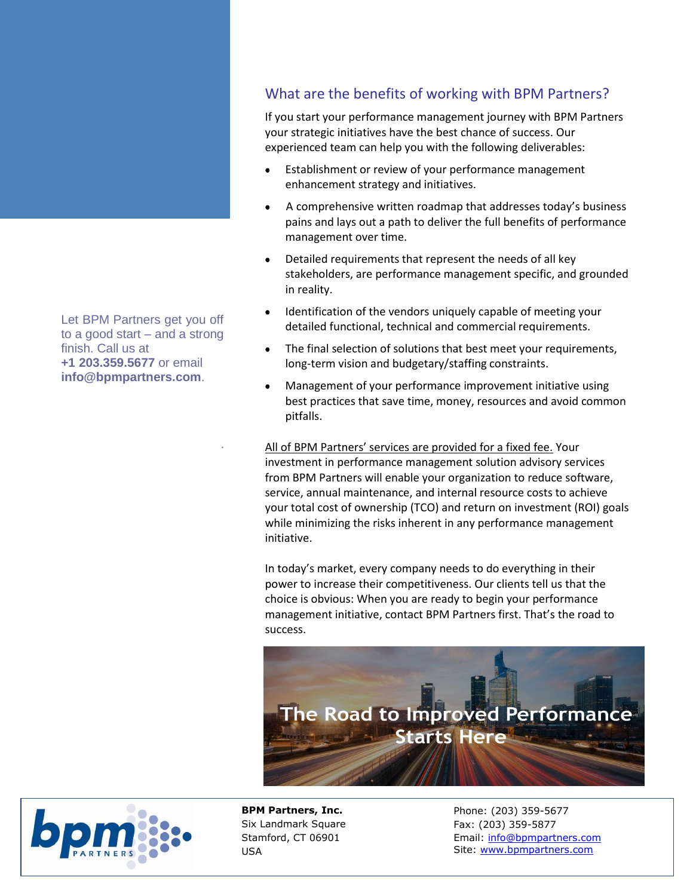## What are the benefits of working with BPM Partners?

If you start your performance management journey with BPM Partners your strategic initiatives have the best chance of success. Our experienced team can help you with the following deliverables:

- Establishment or review of your performance management enhancement strategy and initiatives.
- A comprehensive written roadmap that addresses today's business pains and lays out a path to deliver the full benefits of performance management over time.
- Detailed requirements that represent the needs of all key stakeholders, are performance management specific, and grounded in reality.
- Identification of the vendors uniquely capable of meeting your detailed functional, technical and commercial requirements.
- The final selection of solutions that best meet your requirements, long-term vision and budgetary/staffing constraints.
- Management of your performance improvement initiative using best practices that save time, money, resources and avoid common pitfalls.

Let BPM Partners get you off to a good start – and a strong finish. Call us at **+1 203.359.5677** or email **info@bpmpartners.com**.

All of BPM Partners' services are provided for a fixed fee. Your investment in performance management solution advisory services from BPM Partners will enable your organization to reduce software, service, annual maintenance, and internal resource costs to achieve your total cost of ownership (TCO) and return on investment (ROI) goals while minimizing the risks inherent in any performance management initiative.

In today's market, every company needs to do everything in their power to increase their competitiveness. Our clients tell us that the choice is obvious: When you are ready to begin your performance management initiative, contact BPM Partners first. That's the road to success.

The Road to Improved Performance Starts Here

**BPM Partners, Inc.**
Six Landmark Square
Stamford, CT 06901
USA

Phone: (203) 359-5677
Fax: (203) 359-5877
Email: info@bpmpartners.com
Site: www.bpmpartners.com